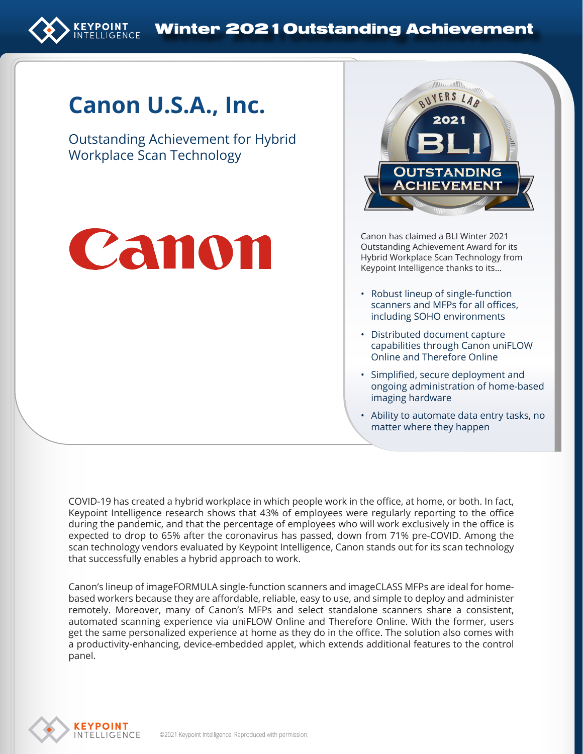Winter 2021 Outstanding Achievement

# Canon U.S.A., Inc.

## Outstanding Achievement for Hybrid Workplace Scan Technology

Canon has claimed a BLI Winter 2021 Outstanding Achievement Award for its Hybrid Workplace Scan Technology from Keypoint Intelligence thanks to its...

- Robust lineup of single-function scanners and MFPs for all offices, including SOHO environments
- Distributed document capture capabilities through Canon uniFLOW Online and Therefore Online
- Simplified, secure deployment and ongoing administration of home-based imaging hardware
- Ability to automate data entry tasks, no matter where they happen

COVID-19 has created a hybrid workplace in which people work in the office, at home, or both. In fact, Keypoint Intelligence research shows that 43% of employees were regularly reporting to the office during the pandemic, and that the percentage of employees who will work exclusively in the office is expected to drop to 65% after the coronavirus has passed, down from 71% pre-COVID. Among the scan technology vendors evaluated by Keypoint Intelligence, Canon stands out for its scan technology that successfully enables a hybrid approach to work.

Canon's lineup of imageFORMULA single-function scanners and imageCLASS MFPs are ideal for home-based workers because they are affordable, reliable, easy to use, and simple to deploy and administer remotely. Moreover, many of Canon's MFPs and select standalone scanners share a consistent, automated scanning experience via uniFLOW Online and Therefore Online. With the former, users get the same personalized experience at home as they do in the office. The solution also comes with a productivity-enhancing, device-embedded applet, which extends additional features to the control panel.

©2021 Keypoint Intelligence. Reproduced with permission.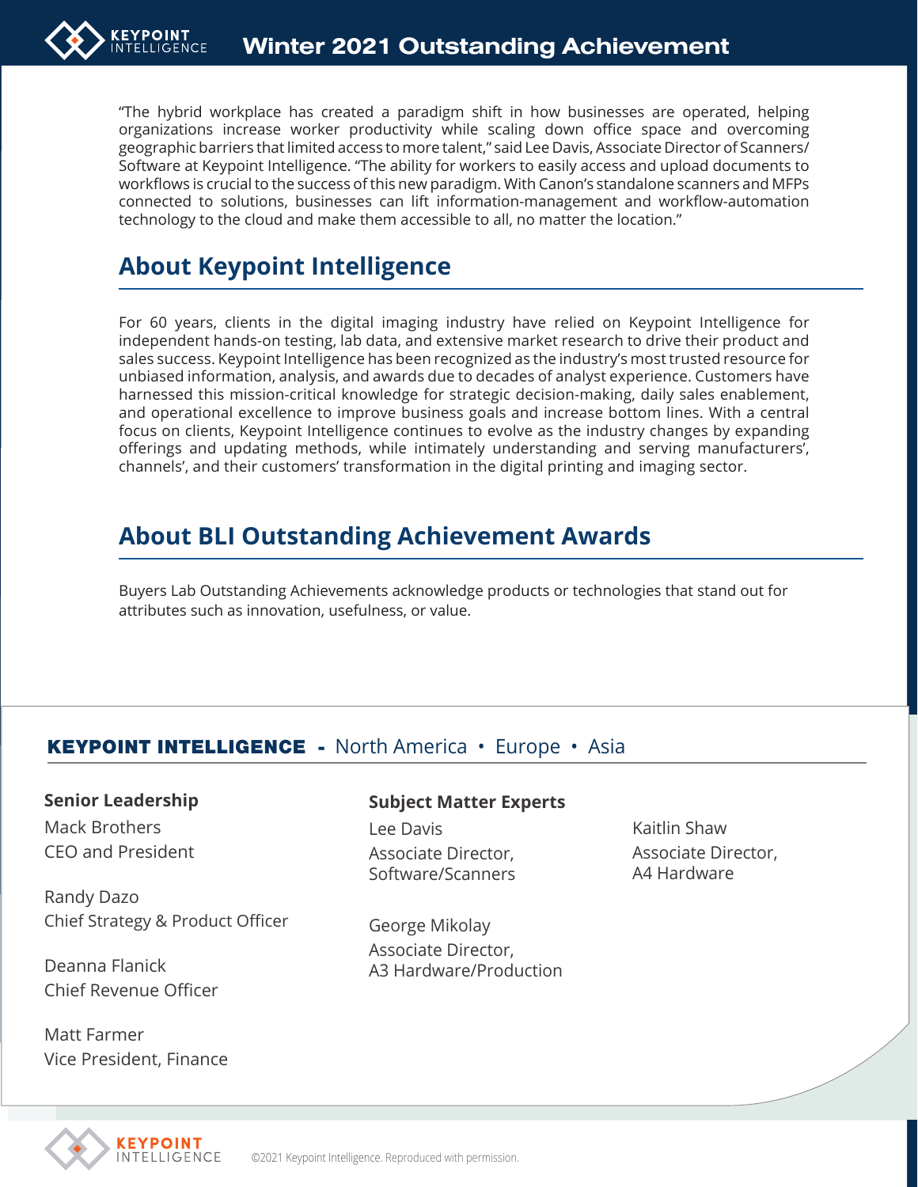"The hybrid workplace has created a paradigm shift in how businesses are operated, helping organizations increase worker productivity while scaling down office space and overcoming geographic barriers that limited access to more talent," said Lee Davis, Associate Director of Scanners/Software at Keypoint Intelligence. "The ability for workers to easily access and upload documents to workflows is crucial to the success of this new paradigm. With Canon's standalone scanners and MFPs connected to solutions, businesses can lift information-management and workflow-automation technology to the cloud and make them accessible to all, no matter the location."

## About Keypoint Intelligence

For 60 years, clients in the digital imaging industry have relied on Keypoint Intelligence for independent hands-on testing, lab data, and extensive market research to drive their product and sales success. Keypoint Intelligence has been recognized as the industry's most trusted resource for unbiased information, analysis, and awards due to decades of analyst experience. Customers have harnessed this mission-critical knowledge for strategic decision-making, daily sales enablement, and operational excellence to improve business goals and increase bottom lines. With a central focus on clients, Keypoint Intelligence continues to evolve as the industry changes by expanding offerings and updating methods, while intimately understanding and serving manufacturers', channels', and their customers' transformation in the digital printing and imaging sector.

## About BLI Outstanding Achievement Awards

Buyers Lab Outstanding Achievements acknowledge products or technologies that stand out for attributes such as innovation, usefulness, or value.

**KEYPOINT INTELLIGENCE** - North America • Europe • Asia

**Senior Leadership**

Mack Brothers
CEO and President

Randy Dazo
Chief Strategy & Product Officer

Deanna Flanick
Chief Revenue Officer

Matt Farmer
Vice President, Finance

**Subject Matter Experts**

Lee Davis
Associate Director,
Software/Scanners

George Mikolay
Associate Director,
A3 Hardware/Production

Kaitlin Shaw
Associate Director,
A4 Hardware

©2021 Keypoint Intelligence. Reproduced with permission.